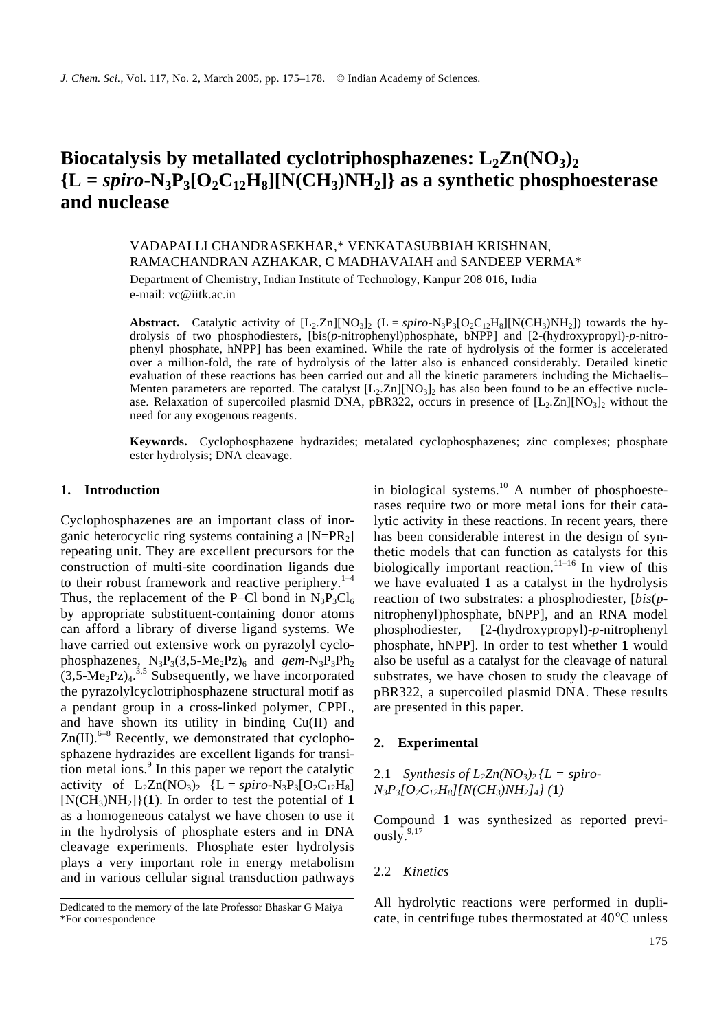# Biocatalysis by metallated cyclotriphosphazenes: $L_2Zn(NO_3)_2$ {L = *spiro*-$N_3P_3[O_2C_{12}H_8][N(CH_3)NH_2]$} as a synthetic phosphoesterase and nuclease

VADAPALLI CHANDRASEKHAR,* VENKATASUBBIAH KRISHNAN, RAMACHANDRAN AZHAKAR, C MADHAVAIAH and SANDEEP VERMA*

Department of Chemistry, Indian Institute of Technology, Kanpur 208 016, India
e-mail: vc@iitk.ac.in

**Abstract.** Catalytic activity of $[L_2.Zn][NO_3]_2$ (L = *spiro*-$N_3P_3[O_2C_{12}H_8][N(CH_3)NH_2]$) towards the hydrolysis of two phosphodiesters, [bis(*p*-nitrophenyl)phosphate, bNPP] and [2-(hydroxypropyl)-*p*-nitrophenyl phosphate, hNPP] has been examined. While the rate of hydrolysis of the former is accelerated over a million-fold, the rate of hydrolysis of the latter also is enhanced considerably. Detailed kinetic evaluation of these reactions has been carried out and all the kinetic parameters including the Michaelis–Menten parameters are reported. The catalyst $[L_2.Zn][NO_3]_2$ has also been found to be an effective nuclease. Relaxation of supercoiled plasmid DNA, pBR322, occurs in presence of $[L_2.Zn][NO_3]_2$ without the need for any exogenous reagents.

**Keywords.** Cyclophosphazene hydrazides; metalated cyclophosphazenes; zinc complexes; phosphate ester hydrolysis; DNA cleavage.

## 1. Introduction

Cyclophosphazenes are an important class of inorganic heterocyclic ring systems containing a $[N{=}PR_2]$ repeating unit. They are excellent precursors for the construction of multi-site coordination ligands due to their robust framework and reactive periphery.[1–4] Thus, the replacement of the P–Cl bond in $N_3P_3Cl_6$ by appropriate substituent-containing donor atoms can afford a library of diverse ligand systems. We have carried out extensive work on pyrazolyl cyclophosphazenes, $N_3P_3(3,5\text{-}Me_2Pz)_6$ and *gem*-$N_3P_3Ph_2(3,5\text{-}Me_2Pz)_4$.[3,5] Subsequently, we have incorporated the pyrazolylcyclotriphosphazene structural motif as a pendant group in a cross-linked polymer, CPPL, and have shown its utility in binding Cu(II) and Zn(II).[6–8] Recently, we demonstrated that cyclophosphazene hydrazides are excellent ligands for transition metal ions.[9] In this paper we report the catalytic activity of $L_2Zn(NO_3)_2$ {L = *spiro*-$N_3P_3[O_2C_{12}H_8][N(CH_3)NH_2]$}(**1**). In order to test the potential of **1** as a homogeneous catalyst we have chosen to use it in the hydrolysis of phosphate esters and in DNA cleavage experiments. Phosphate ester hydrolysis plays a very important role in energy metabolism and in various cellular signal transduction pathways in biological systems.[10] A number of phosphoesterases require two or more metal ions for their catalytic activity in these reactions. In recent years, there has been considerable interest in the design of synthetic models that can function as catalysts for this biologically important reaction.[11–16] In view of this we have evaluated **1** as a catalyst in the hydrolysis reaction of two substrates: a phosphodiester, [*bis*(*p*-nitrophenyl)phosphate, bNPP], and an RNA model phosphodiester, [2-(hydroxypropyl)-*p*-nitrophenyl phosphate, hNPP]. In order to test whether **1** would also be useful as a catalyst for the cleavage of natural substrates, we have chosen to study the cleavage of pBR322, a supercoiled plasmid DNA. These results are presented in this paper.

Dedicated to the memory of the late Professor Bhaskar G Maiya
*For correspondence

## 2. Experimental

### 2.1 *Synthesis of $L_2Zn(NO_3)_2$ {L = spiro-$N_3P_3[O_2C_{12}H_8][N(CH_3)NH_2]_4$} (**1**)*

Compound **1** was synthesized as reported previously.[9,17]

### 2.2 *Kinetics*

All hydrolytic reactions were performed in duplicate, in centrifuge tubes thermostated at 40°C unless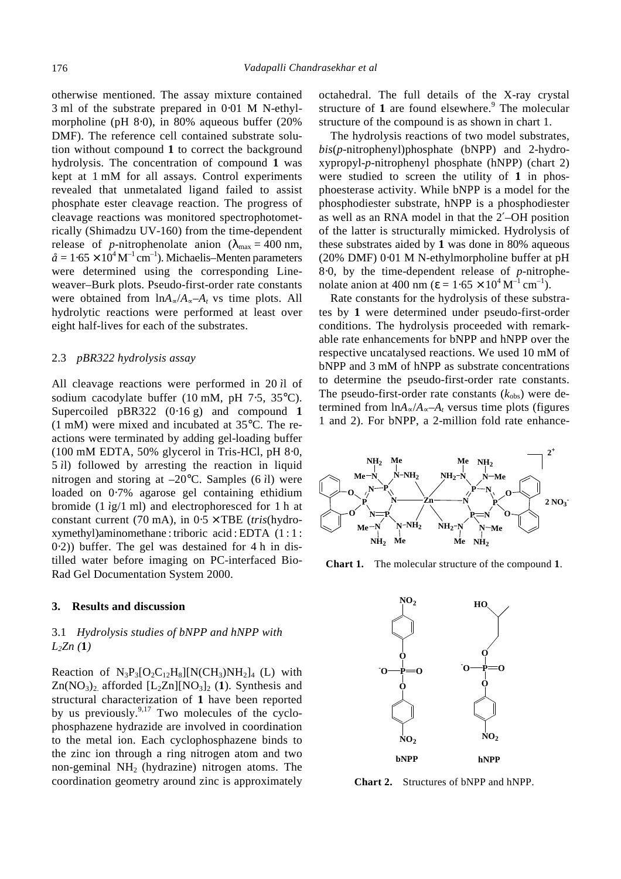otherwise mentioned. The assay mixture contained 3 ml of the substrate prepared in 0·01 M N-ethylmorpholine (pH 8·0), in 80% aqueous buffer (20% DMF). The reference cell contained substrate solution without compound **1** to correct the background hydrolysis. The concentration of compound **1** was kept at 1 mM for all assays. Control experiments revealed that unmetalated ligand failed to assist phosphate ester cleavage reaction. The progress of cleavage reactions was monitored spectrophotometrically (Shimadzu UV-160) from the time-dependent release of *p*-nitrophenolate anion ($\lambda_{max}$ = 400 nm, $å = 1{\cdot}65 \times 10^4\, M^{-1}\, cm^{-1}$). Michaelis–Menten parameters were determined using the corresponding Lineweaver–Burk plots. Pseudo-first-order rate constants were obtained from $\ln A_\infty / A_\infty - A_t$ vs time plots. All hydrolytic reactions were performed at least over eight half-lives for each of the substrates.

### 2.3 *pBR322 hydrolysis assay*

All cleavage reactions were performed in 20 ìl of sodium cacodylate buffer (10 mM, pH 7·5, 35°C). Supercoiled pBR322 (0·16 g) and compound **1** (1 mM) were mixed and incubated at 35°C. The reactions were terminated by adding gel-loading buffer (100 mM EDTA, 50% glycerol in Tris-HCl, pH 8·0, 5 ìl) followed by arresting the reaction in liquid nitrogen and storing at –20°C. Samples (6 ìl) were loaded on 0·7% agarose gel containing ethidium bromide (1 ìg/1 ml) and electrophoresced for 1 h at constant current (70 mA), in 0·5 × TBE (*tris*(hydroxymethyl)aminomethane : triboric acid : EDTA (1 : 1 : 0·2)) buffer. The gel was destained for 4 h in distilled water before imaging on PC-interfaced Bio-Rad Gel Documentation System 2000.

## 3. Results and discussion

### 3.1 *Hydrolysis studies of bNPP and hNPP with* $L_2Zn$ (**1**)

Reaction of $N_3P_3[O_2C_{12}H_8][N(CH_3)NH_2]_4$ (L) with $Zn(NO_3)_2$ afforded $[L_2Zn][NO_3]_2$ (**1**). Synthesis and structural characterization of **1** have been reported by us previously.[9,17] Two molecules of the cyclophosphazene hydrazide are involved in coordination to the metal ion. Each cyclophosphazene binds to the zinc ion through a ring nitrogen atom and two non-geminal $NH_2$ (hydrazine) nitrogen atoms. The coordination geometry around zinc is approximately octahedral. The full details of the X-ray crystal structure of **1** are found elsewhere.[9] The molecular structure of the compound is as shown in chart 1.

The hydrolysis reactions of two model substrates, *bis*(*p*-nitrophenyl)phosphate (bNPP) and 2-hydroxypropyl-*p*-nitrophenyl phosphate (hNPP) (chart 2) were studied to screen the utility of **1** in phosphoesterase activity. While bNPP is a model for the phosphodiester substrate, hNPP is a phosphodiester as well as an RNA model in that the 2′–OH position of the latter is structurally mimicked. Hydrolysis of these substrates aided by **1** was done in 80% aqueous (20% DMF) 0·01 M N-ethylmorpholine buffer at pH 8·0, by the time-dependent release of *p*-nitrophenolate anion at 400 nm ($\varepsilon = 1{\cdot}65 \times 10^4\, M^{-1}\, cm^{-1}$).

Rate constants for the hydrolysis of these substrates by **1** were determined under pseudo-first-order conditions. The hydrolysis proceeded with remarkable rate enhancements for bNPP and hNPP over the respective uncatalysed reactions. We used 10 mM of bNPP and 3 mM of hNPP as substrate concentrations to determine the pseudo-first-order rate constants. The pseudo-first-order rate constants ($k_{obs}$) were determined from $\ln A_\infty / A_\infty - A_t$ versus time plots (figures 1 and 2). For bNPP, a 2-million fold rate enhance-

**Chart 1.** The molecular structure of the compound **1**.

**Chart 2.** Structures of bNPP and hNPP.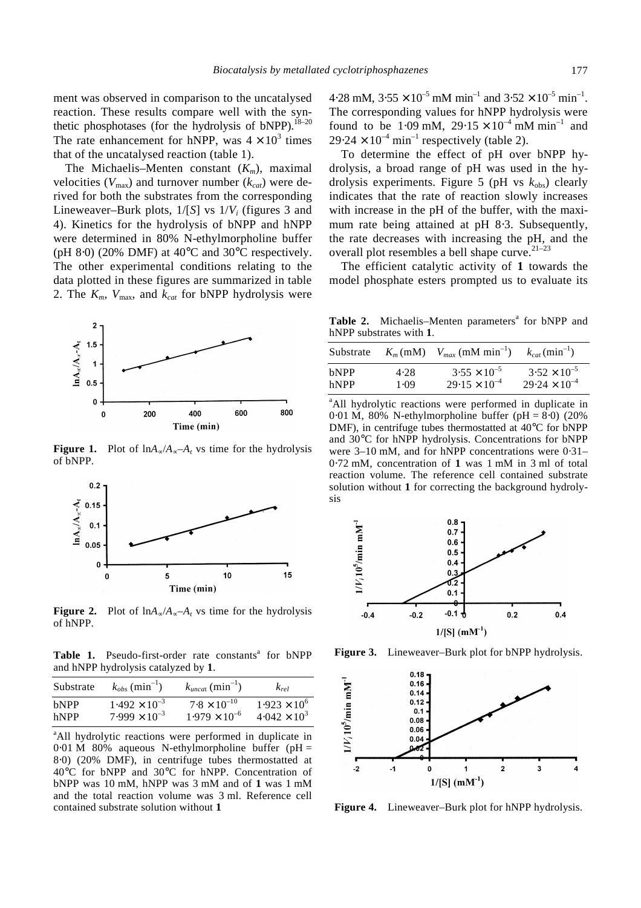ment was observed in comparison to the uncatalysed reaction. These results compare well with the synthetic phosphotases (for the hydrolysis of bNPP).[18–20] The rate enhancement for hNPP, was $4 \times 10^3$ times that of the uncatalysed reaction (table 1).

The Michaelis–Menten constant ($K_m$), maximal velocities ($V_{max}$) and turnover number ($k_{cat}$) were derived for both the substrates from the corresponding Lineweaver–Burk plots, $1/[S]$ vs $1/V_i$ (figures 3 and 4). Kinetics for the hydrolysis of bNPP and hNPP were determined in 80% N-ethylmorpholine buffer (pH 8·0) (20% DMF) at 40°C and 30°C respectively. The other experimental conditions relating to the data plotted in these figures are summarized in table 2. The $K_m$, $V_{max}$, and $k_{cat}$ for bNPP hydrolysis were 4·28 mM, $3{\cdot}55 \times 10^{-5}$ mM min$^{-1}$ and $3{\cdot}52 \times 10^{-5}$ min$^{-1}$. The corresponding values for hNPP hydrolysis were found to be 1·09 mM, $29{\cdot}15 \times 10^{-4}$ mM min$^{-1}$ and $29{\cdot}24 \times 10^{-4}$ min$^{-1}$ respectively (table 2).

To determine the effect of pH over bNPP hydrolysis, a broad range of pH was used in the hydrolysis experiments. Figure 5 (pH vs $k_{obs}$) clearly indicates that the rate of reaction slowly increases with increase in the pH of the buffer, with the maximum rate being attained at pH 8·3. Subsequently, the rate decreases with increasing the pH, and the overall plot resembles a bell shape curve.[21–23]

The efficient catalytic activity of **1** towards the model phosphate esters prompted us to evaluate its

**Figure 1.** Plot of $\ln A_\infty/A_\infty - A_t$ vs time for the hydrolysis of bNPP.

**Figure 2.** Plot of $\ln A_\infty/A_\infty - A_t$ vs time for the hydrolysis of hNPP.

**Table 1.** Pseudo-first-order rate constants[a] for bNPP and hNPP hydrolysis catalyzed by **1**.

| Substrate | $k_{obs}$ (min$^{-1}$) | $k_{uncat}$ (min$^{-1}$) | $k_{rel}$ |
|---|---|---|---|
| bNPP | $1{\cdot}492 \times 10^{-3}$ | $7{\cdot}8 \times 10^{-10}$ | $1{\cdot}923 \times 10^{6}$ |
| hNPP | $7{\cdot}999 \times 10^{-3}$ | $1{\cdot}979 \times 10^{-6}$ | $4{\cdot}042 \times 10^{3}$ |

[a]All hydrolytic reactions were performed in duplicate in 0·01 M 80% aqueous N-ethylmorpholine buffer (pH = 8·0) (20% DMF), in centrifuge tubes thermostatted at 40°C for bNPP and 30°C for hNPP. Concentration of bNPP was 10 mM, hNPP was 3 mM and of **1** was 1 mM and the total reaction volume was 3 ml. Reference cell contained substrate solution without **1**

**Table 2.** Michaelis–Menten parameters[a] for bNPP and hNPP substrates with **1**.

| Substrate | $K_m$ (mM) | $V_{max}$ (mM min$^{-1}$) | $k_{cat}$ (min$^{-1}$) |
|---|---|---|---|
| bNPP | 4·28 | $3{\cdot}55 \times 10^{-5}$ | $3{\cdot}52 \times 10^{-5}$ |
| hNPP | 1·09 | $29{\cdot}15 \times 10^{-4}$ | $29{\cdot}24 \times 10^{-4}$ |

[a]All hydrolytic reactions were performed in duplicate in 0·01 M, 80% N-ethylmorpholine buffer (pH = 8·0) (20% DMF), in centrifuge tubes thermostatted at 40°C for bNPP and 30°C for hNPP hydrolysis. Concentrations for bNPP were 3–10 mM, and for hNPP concentrations were 0·31–0·72 mM, concentration of **1** was 1 mM in 3 ml of total reaction volume. The reference cell contained substrate solution without **1** for correcting the background hydrolysis

**Figure 3.** Lineweaver–Burk plot for bNPP hydrolysis.

**Figure 4.** Lineweaver–Burk plot for hNPP hydrolysis.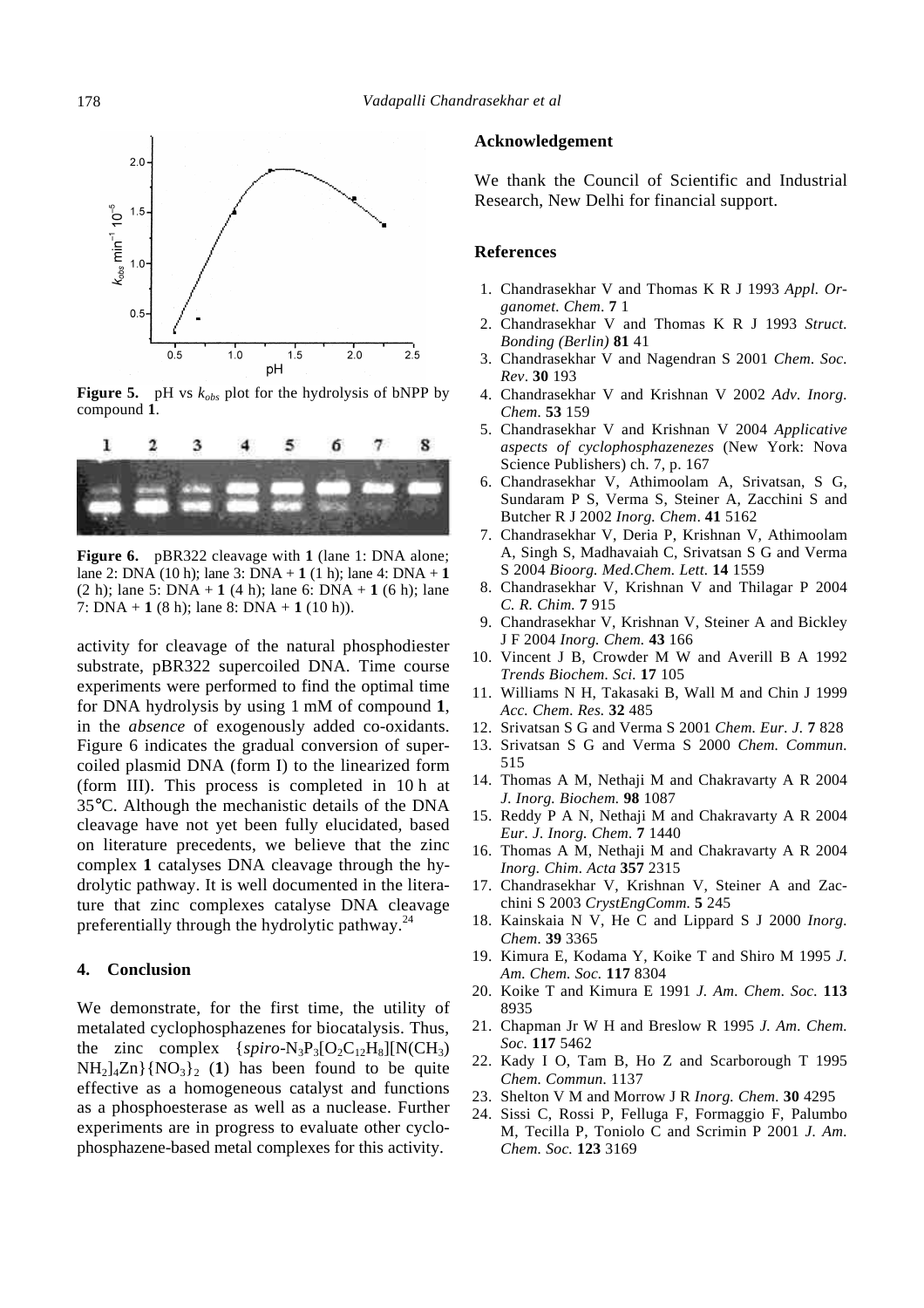2.0
1.5
1.0
0.5
$k_{obs}$ min$^{-1}$ $10^{-5}$
0.5
1.0
1.5
2.0
2.5
pH

**Figure 5.** pH vs $k_{obs}$ plot for the hydrolysis of bNPP by compound **1**.

1 2 3 4 5 6 7 8

**Figure 6.** pBR322 cleavage with **1** (lane 1: DNA alone; lane 2: DNA (10 h); lane 3: DNA + **1** (1 h); lane 4: DNA + **1** (2 h); lane 5: DNA + **1** (4 h); lane 6: DNA + **1** (6 h); lane 7: DNA + **1** (8 h); lane 8: DNA + **1** (10 h)).

activity for cleavage of the natural phosphodiester substrate, pBR322 supercoiled DNA. Time course experiments were performed to find the optimal time for DNA hydrolysis by using 1 mM of compound **1**, in the *absence* of exogenously added co-oxidants. Figure 6 indicates the gradual conversion of supercoiled plasmid DNA (form I) to the linearized form (form III). This process is completed in 10 h at 35°C. Although the mechanistic details of the DNA cleavage have not yet been fully elucidated, based on literature precedents, we believe that the zinc complex **1** catalyses DNA cleavage through the hydrolytic pathway. It is well documented in the literature that zinc complexes catalyse DNA cleavage preferentially through the hydrolytic pathway.[24]

## 4. Conclusion

We demonstrate, for the first time, the utility of metalated cyclophosphazenes for biocatalysis. Thus, the zinc complex $\{spiro\text{-}N_3P_3[O_2C_{12}H_8][N(CH_3)NH_2]_4Zn\}\{NO_3\}_2$ (**1**) has been found to be quite effective as a homogeneous catalyst and functions as a phosphoesterase as well as a nuclease. Further experiments are in progress to evaluate other cyclophosphazene-based metal complexes for this activity.

## Acknowledgement

We thank the Council of Scientific and Industrial Research, New Delhi for financial support.

## References

1. Chandrasekhar V and Thomas K R J 1993 *Appl. Organomet. Chem.* **7** 1
2. Chandrasekhar V and Thomas K R J 1993 *Struct. Bonding (Berlin)* **81** 41
3. Chandrasekhar V and Nagendran S 2001 *Chem. Soc. Rev.* **30** 193
4. Chandrasekhar V and Krishnan V 2002 *Adv. Inorg. Chem.* **53** 159
5. Chandrasekhar V and Krishnan V 2004 *Applicative aspects of cyclophosphazenezes* (New York: Nova Science Publishers) ch. 7, p. 167
6. Chandrasekhar V, Athimoolam A, Srivatsan, S G, Sundaram P S, Verma S, Steiner A, Zacchini S and Butcher R J 2002 *Inorg. Chem.* **41** 5162
7. Chandrasekhar V, Deria P, Krishnan V, Athimoolam A, Singh S, Madhavaiah C, Srivatsan S G and Verma S 2004 *Bioorg. Med.Chem. Lett.* **14** 1559
8. Chandrasekhar V, Krishnan V and Thilagar P 2004 *C. R. Chim.* **7** 915
9. Chandrasekhar V, Krishnan V, Steiner A and Bickley J F 2004 *Inorg. Chem.* **43** 166
10. Vincent J B, Crowder M W and Averill B A 1992 *Trends Biochem. Sci.* **17** 105
11. Williams N H, Takasaki B, Wall M and Chin J 1999 *Acc. Chem. Res.* **32** 485
12. Srivatsan S G and Verma S 2001 *Chem. Eur. J.* **7** 828
13. Srivatsan S G and Verma S 2000 *Chem. Commun.* 515
14. Thomas A M, Nethaji M and Chakravarty A R 2004 *J. Inorg. Biochem.* **98** 1087
15. Reddy P A N, Nethaji M and Chakravarty A R 2004 *Eur. J. Inorg. Chem.* **7** 1440
16. Thomas A M, Nethaji M and Chakravarty A R 2004 *Inorg. Chim. Acta* **357** 2315
17. Chandrasekhar V, Krishnan V, Steiner A and Zacchini S 2003 *CrystEngComm.* **5** 245
18. Kainskaia N V, He C and Lippard S J 2000 *Inorg. Chem.* **39** 3365
19. Kimura E, Kodama Y, Koike T and Shiro M 1995 *J. Am. Chem. Soc.* **117** 8304
20. Koike T and Kimura E 1991 *J. Am. Chem. Soc.* **113** 8935
21. Chapman Jr W H and Breslow R 1995 *J. Am. Chem. Soc.* **117** 5462
22. Kady I O, Tam B, Ho Z and Scarborough T 1995 *Chem. Commun.* 1137
23. Shelton V M and Morrow J R *Inorg. Chem.* **30** 4295
24. Sissi C, Rossi P, Felluga F, Formaggio F, Palumbo M, Tecilla P, Toniolo C and Scrimin P 2001 *J. Am. Chem. Soc.* **123** 3169